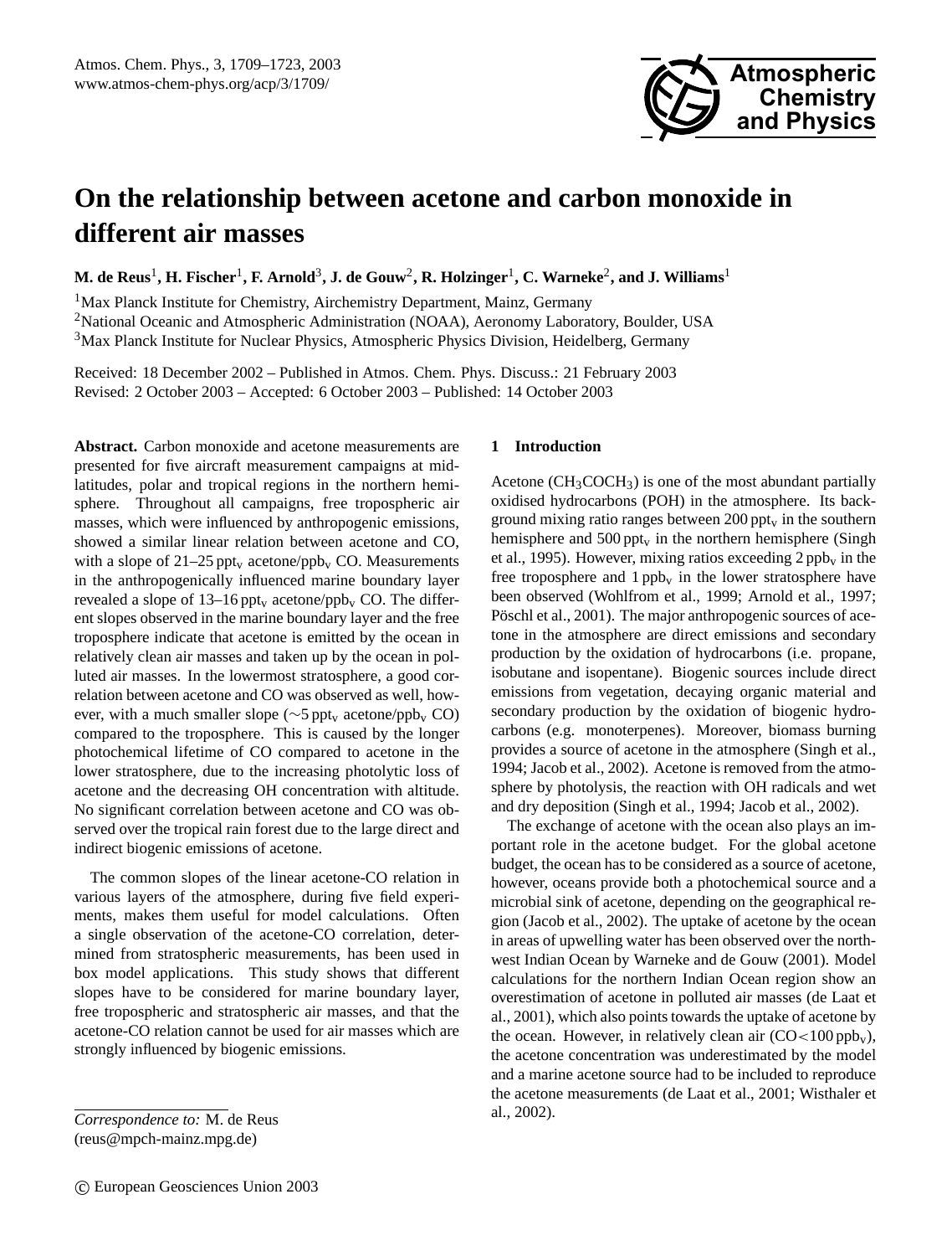# On the relationship between acetone and carbon monoxide in different air masses

**M. de Reus[1], H. Fischer[1], F. Arnold[3], J. de Gouw[2], R. Holzinger[1], C. Warneke[2], and J. Williams[1]**

[1]Max Planck Institute for Chemistry, Airchemistry Department, Mainz, Germany
[2]National Oceanic and Atmospheric Administration (NOAA), Aeronomy Laboratory, Boulder, USA
[3]Max Planck Institute for Nuclear Physics, Atmospheric Physics Division, Heidelberg, Germany

Received: 18 December 2002 – Published in Atmos. Chem. Phys. Discuss.: 21 February 2003
Revised: 2 October 2003 – Accepted: 6 October 2003 – Published: 14 October 2003

**Abstract.** Carbon monoxide and acetone measurements are presented for five aircraft measurement campaigns at mid-latitudes, polar and tropical regions in the northern hemisphere. Throughout all campaigns, free tropospheric air masses, which were influenced by anthropogenic emissions, showed a similar linear relation between acetone and CO, with a slope of 21–25 $ppt_v$ acetone/$ppb_v$ CO. Measurements in the anthropogenically influenced marine boundary layer revealed a slope of 13–16 $ppt_v$ acetone/$ppb_v$ CO. The different slopes observed in the marine boundary layer and the free troposphere indicate that acetone is emitted by the ocean in relatively clean air masses and taken up by the ocean in polluted air masses. In the lowermost stratosphere, a good correlation between acetone and CO was observed as well, however, with a much smaller slope ($\sim$5 $ppt_v$ acetone/$ppb_v$ CO) compared to the troposphere. This is caused by the longer photochemical lifetime of CO compared to acetone in the lower stratosphere, due to the increasing photolytic loss of acetone and the decreasing OH concentration with altitude. No significant correlation between acetone and CO was observed over the tropical rain forest due to the large direct and indirect biogenic emissions of acetone.

The common slopes of the linear acetone-CO relation in various layers of the atmosphere, during five field experiments, makes them useful for model calculations. Often a single observation of the acetone-CO correlation, determined from stratospheric measurements, has been used in box model applications. This study shows that different slopes have to be considered for marine boundary layer, free tropospheric and stratospheric air masses, and that the acetone-CO relation cannot be used for air masses which are strongly influenced by biogenic emissions.

*Correspondence to:* M. de Reus
(reus@mpch-mainz.mpg.de)

## 1 Introduction

Acetone ($CH_3COCH_3$) is one of the most abundant partially oxidised hydrocarbons (POH) in the atmosphere. Its background mixing ratio ranges between 200 $ppt_v$ in the southern hemisphere and 500 $ppt_v$ in the northern hemisphere (Singh et al., 1995). However, mixing ratios exceeding 2 $ppb_v$ in the free troposphere and 1 $ppb_v$ in the lower stratosphere have been observed (Wohlfrom et al., 1999; Arnold et al., 1997; Pöschl et al., 2001). The major anthropogenic sources of acetone in the atmosphere are direct emissions and secondary production by the oxidation of hydrocarbons (i.e. propane, isobutane and isopentane). Biogenic sources include direct emissions from vegetation, decaying organic material and secondary production by the oxidation of biogenic hydrocarbons (e.g. monoterpenes). Moreover, biomass burning provides a source of acetone in the atmosphere (Singh et al., 1994; Jacob et al., 2002). Acetone is removed from the atmosphere by photolysis, the reaction with OH radicals and wet and dry deposition (Singh et al., 1994; Jacob et al., 2002).

The exchange of acetone with the ocean also plays an important role in the acetone budget. For the global acetone budget, the ocean has to be considered as a source of acetone, however, oceans provide both a photochemical source and a microbial sink of acetone, depending on the geographical region (Jacob et al., 2002). The uptake of acetone by the ocean in areas of upwelling water has been observed over the northwest Indian Ocean by Warneke and de Gouw (2001). Model calculations for the northern Indian Ocean region show an overestimation of acetone in polluted air masses (de Laat et al., 2001), which also points towards the uptake of acetone by the ocean. However, in relatively clean air (CO$<$100 $ppb_v$), the acetone concentration was underestimated by the model and a marine acetone source had to be included to reproduce the acetone measurements (de Laat et al., 2001; Wisthaler et al., 2002).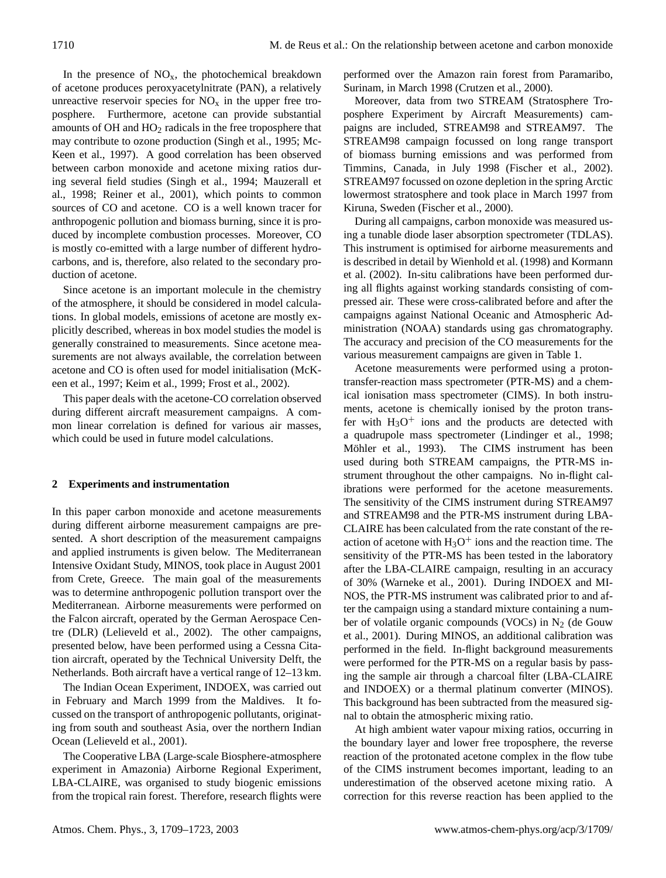In the presence of $NO_x$, the photochemical breakdown of acetone produces peroxyacetylnitrate (PAN), a relatively unreactive reservoir species for $NO_x$ in the upper free troposphere. Furthermore, acetone can provide substantial amounts of OH and $HO_2$ radicals in the free troposphere that may contribute to ozone production (Singh et al., 1995; McKeen et al., 1997). A good correlation has been observed between carbon monoxide and acetone mixing ratios during several field studies (Singh et al., 1994; Mauzerall et al., 1998; Reiner et al., 2001), which points to common sources of CO and acetone. CO is a well known tracer for anthropogenic pollution and biomass burning, since it is produced by incomplete combustion processes. Moreover, CO is mostly co-emitted with a large number of different hydrocarbons, and is, therefore, also related to the secondary production of acetone.

Since acetone is an important molecule in the chemistry of the atmosphere, it should be considered in model calculations. In global models, emissions of acetone are mostly explicitly described, whereas in box model studies the model is generally constrained to measurements. Since acetone measurements are not always available, the correlation between acetone and CO is often used for model initialisation (McKeen et al., 1997; Keim et al., 1999; Frost et al., 2002).

This paper deals with the acetone-CO correlation observed during different aircraft measurement campaigns. A common linear correlation is defined for various air masses, which could be used in future model calculations.

## 2 Experiments and instrumentation

In this paper carbon monoxide and acetone measurements during different airborne measurement campaigns are presented. A short description of the measurement campaigns and applied instruments is given below. The Mediterranean Intensive Oxidant Study, MINOS, took place in August 2001 from Crete, Greece. The main goal of the measurements was to determine anthropogenic pollution transport over the Mediterranean. Airborne measurements were performed on the Falcon aircraft, operated by the German Aerospace Centre (DLR) (Lelieveld et al., 2002). The other campaigns, presented below, have been performed using a Cessna Citation aircraft, operated by the Technical University Delft, the Netherlands. Both aircraft have a vertical range of 12–13 km.

The Indian Ocean Experiment, INDOEX, was carried out in February and March 1999 from the Maldives. It focussed on the transport of anthropogenic pollutants, originating from south and southeast Asia, over the northern Indian Ocean (Lelieveld et al., 2001).

The Cooperative LBA (Large-scale Biosphere-atmosphere experiment in Amazonia) Airborne Regional Experiment, LBA-CLAIRE, was organised to study biogenic emissions from the tropical rain forest. Therefore, research flights were performed over the Amazon rain forest from Paramaribo, Surinam, in March 1998 (Crutzen et al., 2000).

Moreover, data from two STREAM (Stratosphere Troposphere Experiment by Aircraft Measurements) campaigns are included, STREAM98 and STREAM97. The STREAM98 campaign focussed on long range transport of biomass burning emissions and was performed from Timmins, Canada, in July 1998 (Fischer et al., 2002). STREAM97 focussed on ozone depletion in the spring Arctic lowermost stratosphere and took place in March 1997 from Kiruna, Sweden (Fischer et al., 2000).

During all campaigns, carbon monoxide was measured using a tunable diode laser absorption spectrometer (TDLAS). This instrument is optimised for airborne measurements and is described in detail by Wienhold et al. (1998) and Kormann et al. (2002). In-situ calibrations have been performed during all flights against working standards consisting of compressed air. These were cross-calibrated before and after the campaigns against National Oceanic and Atmospheric Administration (NOAA) standards using gas chromatography. The accuracy and precision of the CO measurements for the various measurement campaigns are given in Table 1.

Acetone measurements were performed using a proton-transfer-reaction mass spectrometer (PTR-MS) and a chemical ionisation mass spectrometer (CIMS). In both instruments, acetone is chemically ionised by the proton transfer with $H_3O^+$ ions and the products are detected with a quadrupole mass spectrometer (Lindinger et al., 1998; Möhler et al., 1993). The CIMS instrument has been used during both STREAM campaigns, the PTR-MS instrument throughout the other campaigns. No in-flight calibrations were performed for the acetone measurements. The sensitivity of the CIMS instrument during STREAM97 and STREAM98 and the PTR-MS instrument during LBA-CLAIRE has been calculated from the rate constant of the reaction of acetone with $H_3O^+$ ions and the reaction time. The sensitivity of the PTR-MS has been tested in the laboratory after the LBA-CLAIRE campaign, resulting in an accuracy of 30% (Warneke et al., 2001). During INDOEX and MINOS, the PTR-MS instrument was calibrated prior to and after the campaign using a standard mixture containing a number of volatile organic compounds (VOCs) in $N_2$ (de Gouw et al., 2001). During MINOS, an additional calibration was performed in the field. In-flight background measurements were performed for the PTR-MS on a regular basis by passing the sample air through a charcoal filter (LBA-CLAIRE and INDOEX) or a thermal platinum converter (MINOS). This background has been subtracted from the measured signal to obtain the atmospheric mixing ratio.

At high ambient water vapour mixing ratios, occurring in the boundary layer and lower free troposphere, the reverse reaction of the protonated acetone complex in the flow tube of the CIMS instrument becomes important, leading to an underestimation of the observed acetone mixing ratio. A correction for this reverse reaction has been applied to the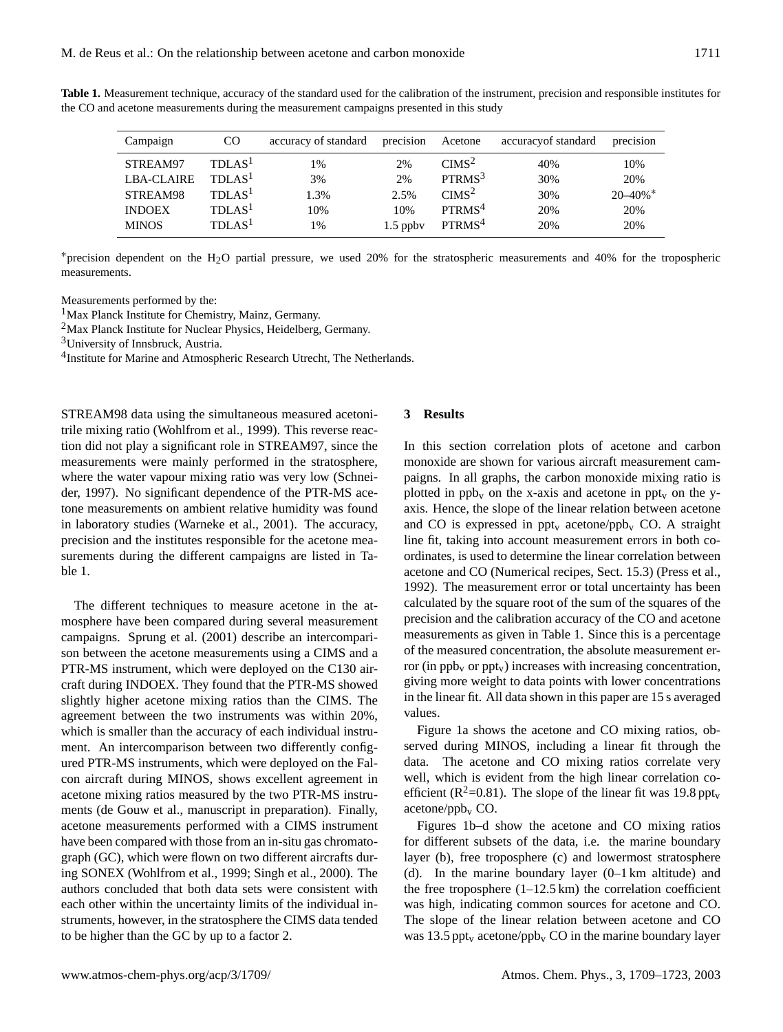**Table 1.** Measurement technique, accuracy of the standard used for the calibration of the instrument, precision and responsible institutes for the CO and acetone measurements during the measurement campaigns presented in this study

| Campaign | CO | accuracy of standard | precision | Acetone | accuracyof standard | precision |
|---|---|---|---|---|---|---|
| STREAM97 | TDLAS[1] | 1% | 2% | CIMS[2] | 40% | 10% |
| LBA-CLAIRE | TDLAS[1] | 3% | 2% | PTRMS[3] | 30% | 20% |
| STREAM98 | TDLAS[1] | 1.3% | 2.5% | CIMS[2] | 30% | 20–40%* |
| INDOEX | TDLAS[1] | 10% | 10% | PTRMS[4] | 20% | 20% |
| MINOS | TDLAS[1] | 1% | 1.5 ppbv | PTRMS[4] | 20% | 20% |

*precision dependent on the $H_2O$ partial pressure, we used 20% for the stratospheric measurements and 40% for the tropospheric measurements.

Measurements performed by the:
[1]Max Planck Institute for Chemistry, Mainz, Germany.
[2]Max Planck Institute for Nuclear Physics, Heidelberg, Germany.
[3]University of Innsbruck, Austria.
[4]Institute for Marine and Atmospheric Research Utrecht, The Netherlands.

STREAM98 data using the simultaneous measured acetonitrile mixing ratio (Wohlfrom et al., 1999). This reverse reaction did not play a significant role in STREAM97, since the measurements were mainly performed in the stratosphere, where the water vapour mixing ratio was very low (Schneider, 1997). No significant dependence of the PTR-MS acetone measurements on ambient relative humidity was found in laboratory studies (Warneke et al., 2001). The accuracy, precision and the institutes responsible for the acetone measurements during the different campaigns are listed in Table 1.

The different techniques to measure acetone in the atmosphere have been compared during several measurement campaigns. Sprung et al. (2001) describe an intercomparison between the acetone measurements using a CIMS and a PTR-MS instrument, which were deployed on the C130 aircraft during INDOEX. They found that the PTR-MS showed slightly higher acetone mixing ratios than the CIMS. The agreement between the two instruments was within 20%, which is smaller than the accuracy of each individual instrument. An intercomparison between two differently configured PTR-MS instruments, which were deployed on the Falcon aircraft during MINOS, shows excellent agreement in acetone mixing ratios measured by the two PTR-MS instruments (de Gouw et al., manuscript in preparation). Finally, acetone measurements performed with a CIMS instrument have been compared with those from an in-situ gas chromatograph (GC), which were flown on two different aircrafts during SONEX (Wohlfrom et al., 1999; Singh et al., 2000). The authors concluded that both data sets were consistent with each other within the uncertainty limits of the individual instruments, however, in the stratosphere the CIMS data tended to be higher than the GC by up to a factor 2.

## 3 Results

In this section correlation plots of acetone and carbon monoxide are shown for various aircraft measurement campaigns. In all graphs, the carbon monoxide mixing ratio is plotted in $ppb_v$ on the x-axis and acetone in $ppt_v$ on the y-axis. Hence, the slope of the linear relation between acetone and CO is expressed in $ppt_v$ acetone/$ppb_v$ CO. A straight line fit, taking into account measurement errors in both coordinates, is used to determine the linear correlation between acetone and CO (Numerical recipes, Sect. 15.3) (Press et al., 1992). The measurement error or total uncertainty has been calculated by the square root of the sum of the squares of the precision and the calibration accuracy of the CO and acetone measurements as given in Table 1. Since this is a percentage of the measured concentration, the absolute measurement error (in $ppb_v$ or $ppt_v$) increases with increasing concentration, giving more weight to data points with lower concentrations in the linear fit. All data shown in this paper are 15 s averaged values.

Figure 1a shows the acetone and CO mixing ratios, observed during MINOS, including a linear fit through the data. The acetone and CO mixing ratios correlate very well, which is evident from the high linear correlation coefficient ($R^2$=0.81). The slope of the linear fit was 19.8 $ppt_v$ acetone/$ppb_v$ CO.

Figures 1b–d show the acetone and CO mixing ratios for different subsets of the data, i.e. the marine boundary layer (b), free troposphere (c) and lowermost stratosphere (d). In the marine boundary layer (0–1 km altitude) and the free troposphere (1–12.5 km) the correlation coefficient was high, indicating common sources for acetone and CO. The slope of the linear relation between acetone and CO was 13.5 $ppt_v$ acetone/$ppb_v$ CO in the marine boundary layer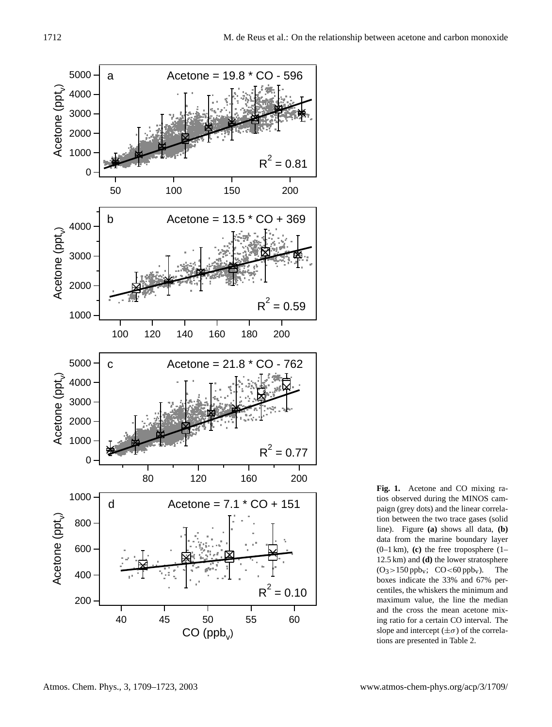**Fig. 1.** Acetone and CO mixing ratios observed during the MINOS campaign (grey dots) and the linear correlation between the two trace gases (solid line). Figure **(a)** shows all data, **(b)** data from the marine boundary layer (0–1 km), **(c)** the free troposphere (1–12.5 km) and **(d)** the lower stratosphere ($O_3$>150 $ppb_V$; CO<60 $ppb_V$). The boxes indicate the 33% and 67% percentiles, the whiskers the minimum and maximum value, the line the median and the cross the mean acetone mixing ratio for a certain CO interval. The slope and intercept ($\pm\sigma$) of the correlations are presented in Table 2.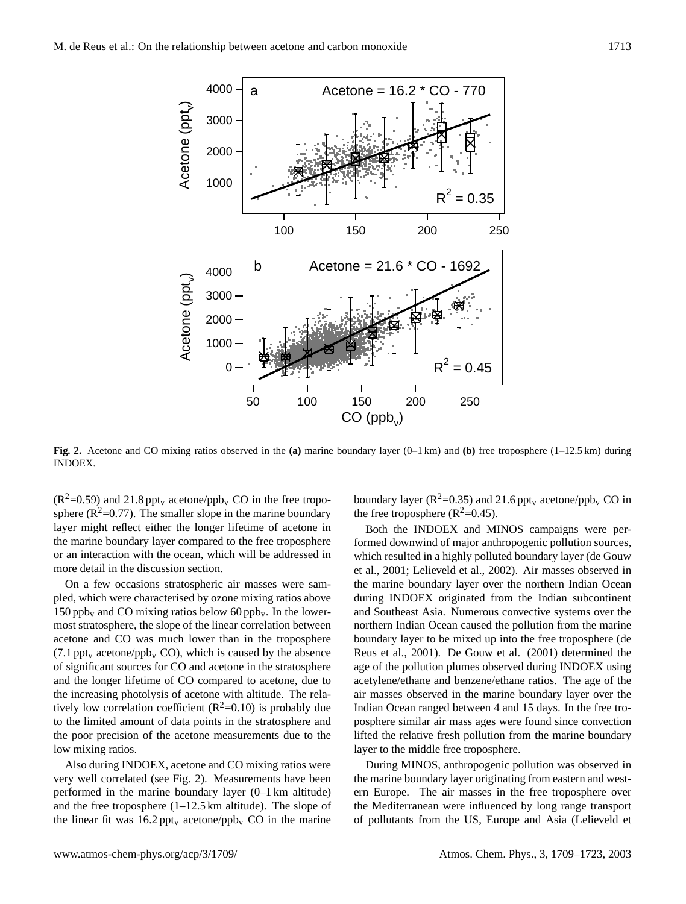**Fig. 2.** Acetone and CO mixing ratios observed in the **(a)** marine boundary layer (0–1 km) and **(b)** free troposphere (1–12.5 km) during INDOEX.

($R^2$=0.59) and 21.8 $ppt_v$ acetone/$ppb_v$ CO in the free troposphere ($R^2$=0.77). The smaller slope in the marine boundary layer might reflect either the longer lifetime of acetone in the marine boundary layer compared to the free troposphere or an interaction with the ocean, which will be addressed in more detail in the discussion section.

On a few occasions stratospheric air masses were sampled, which were characterised by ozone mixing ratios above 150 $ppb_v$ and CO mixing ratios below 60 $ppb_v$. In the lowermost stratosphere, the slope of the linear correlation between acetone and CO was much lower than in the troposphere (7.1 $ppt_v$ acetone/$ppb_v$ CO), which is caused by the absence of significant sources for CO and acetone in the stratosphere and the longer lifetime of CO compared to acetone, due to the increasing photolysis of acetone with altitude. The relatively low correlation coefficient ($R^2$=0.10) is probably due to the limited amount of data points in the stratosphere and the poor precision of the acetone measurements due to the low mixing ratios.

Also during INDOEX, acetone and CO mixing ratios were very well correlated (see Fig. 2). Measurements have been performed in the marine boundary layer (0–1 km altitude) and the free troposphere (1–12.5 km altitude). The slope of the linear fit was 16.2 $ppt_v$ acetone/$ppb_v$ CO in the marine boundary layer ($R^2$=0.35) and 21.6 $ppt_v$ acetone/$ppb_v$ CO in the free troposphere ($R^2$=0.45).

Both the INDOEX and MINOS campaigns were performed downwind of major anthropogenic pollution sources, which resulted in a highly polluted boundary layer (de Gouw et al., 2001; Lelieveld et al., 2002). Air masses observed in the marine boundary layer over the northern Indian Ocean during INDOEX originated from the Indian subcontinent and Southeast Asia. Numerous convective systems over the northern Indian Ocean caused the pollution from the marine boundary layer to be mixed up into the free troposphere (de Reus et al., 2001). De Gouw et al. (2001) determined the age of the pollution plumes observed during INDOEX using acetylene/ethane and benzene/ethane ratios. The age of the air masses observed in the marine boundary layer over the Indian Ocean ranged between 4 and 15 days. In the free troposphere similar air mass ages were found since convection lifted the relative fresh pollution from the marine boundary layer to the middle free troposphere.

During MINOS, anthropogenic pollution was observed in the marine boundary layer originating from eastern and western Europe. The air masses in the free troposphere over the Mediterranean were influenced by long range transport of pollutants from the US, Europe and Asia (Lelieveld et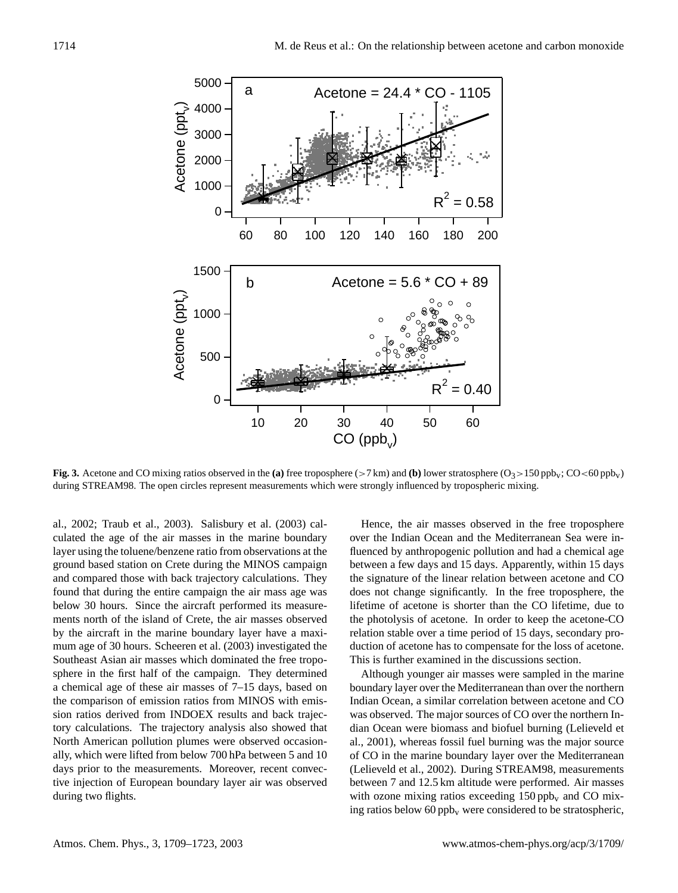**Fig. 3.** Acetone and CO mixing ratios observed in the **(a)** free troposphere (>7 km) and **(b)** lower stratosphere ($O_3$>150 $ppb_v$; CO<60 $ppb_v$) during STREAM98. The open circles represent measurements which were strongly influenced by tropospheric mixing.

al., 2002; Traub et al., 2003). Salisbury et al. (2003) calculated the age of the air masses in the marine boundary layer using the toluene/benzene ratio from observations at the ground based station on Crete during the MINOS campaign and compared those with back trajectory calculations. They found that during the entire campaign the air mass age was below 30 hours. Since the aircraft performed its measurements north of the island of Crete, the air masses observed by the aircraft in the marine boundary layer have a maximum age of 30 hours. Scheeren et al. (2003) investigated the Southeast Asian air masses which dominated the free troposphere in the first half of the campaign. They determined a chemical age of these air masses of 7–15 days, based on the comparison of emission ratios from MINOS with emission ratios derived from INDOEX results and back trajectory calculations. The trajectory analysis also showed that North American pollution plumes were observed occasionally, which were lifted from below 700 hPa between 5 and 10 days prior to the measurements. Moreover, recent convective injection of European boundary layer air was observed during two flights.

Hence, the air masses observed in the free troposphere over the Indian Ocean and the Mediterranean Sea were influenced by anthropogenic pollution and had a chemical age between a few days and 15 days. Apparently, within 15 days the signature of the linear relation between acetone and CO does not change significantly. In the free troposphere, the lifetime of acetone is shorter than the CO lifetime, due to the photolysis of acetone. In order to keep the acetone-CO relation stable over a time period of 15 days, secondary production of acetone has to compensate for the loss of acetone. This is further examined in the discussions section.

Although younger air masses were sampled in the marine boundary layer over the Mediterranean than over the northern Indian Ocean, a similar correlation between acetone and CO was observed. The major sources of CO over the northern Indian Ocean were biomass and biofuel burning (Lelieveld et al., 2001), whereas fossil fuel burning was the major source of CO in the marine boundary layer over the Mediterranean (Lelieveld et al., 2002). During STREAM98, measurements between 7 and 12.5 km altitude were performed. Air masses with ozone mixing ratios exceeding 150 $ppb_v$ and CO mixing ratios below 60 $ppb_v$ were considered to be stratospheric,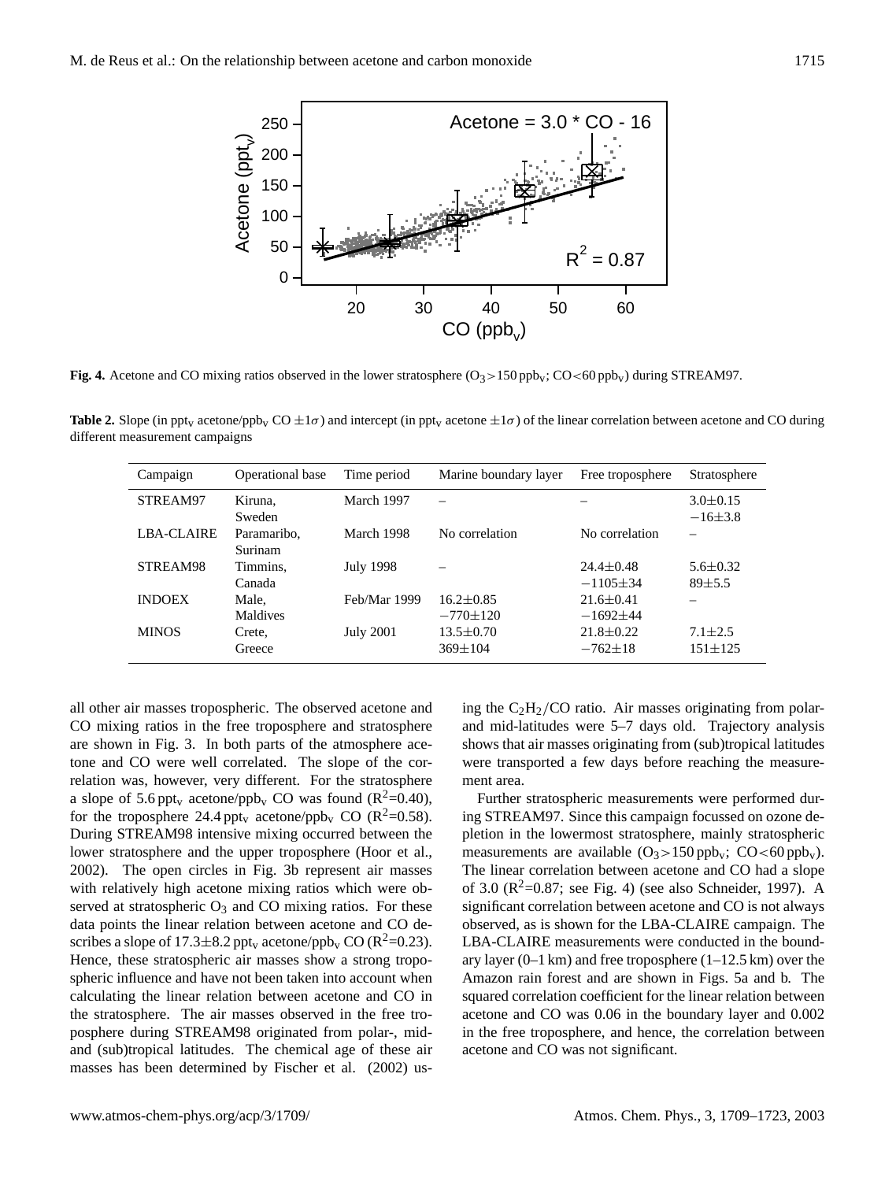**Fig. 4.** Acetone and CO mixing ratios observed in the lower stratosphere ($O_3$>150 ppb$_v$; CO<60 ppb$_v$) during STREAM97.

**Table 2.** Slope (in ppt$_v$ acetone/ppb$_v$ CO $\pm 1\sigma$) and intercept (in ppt$_v$ acetone $\pm 1\sigma$) of the linear correlation between acetone and CO during different measurement campaigns

| Campaign | Operational base | Time period | Marine boundary layer | Free troposphere | Stratosphere |
|---|---|---|---|---|---|
| STREAM97 | Kiruna, Sweden | March 1997 | – | – | 3.0±0.15<br>−16±3.8 |
| LBA-CLAIRE | Paramaribo, Surinam | March 1998 | No correlation | No correlation | – |
| STREAM98 | Timmins, Canada | July 1998 | – | 24.4±0.48<br>−1105±34 | 5.6±0.32<br>89±5.5 |
| INDOEX | Male, Maldives | Feb/Mar 1999 | 16.2±0.85<br>−770±120 | 21.6±0.41<br>−1692±44 | – |
| MINOS | Crete, Greece | July 2001 | 13.5±0.70<br>369±104 | 21.8±0.22<br>−762±18 | 7.1±2.5<br>151±125 |

all other air masses tropospheric. The observed acetone and CO mixing ratios in the free troposphere and stratosphere are shown in Fig. 3. In both parts of the atmosphere acetone and CO were well correlated. The slope of the correlation was, however, very different. For the stratosphere a slope of 5.6 ppt$_v$ acetone/ppb$_v$ CO was found ($R^2$=0.40), for the troposphere 24.4 ppt$_v$ acetone/ppb$_v$ CO ($R^2$=0.58). During STREAM98 intensive mixing occurred between the lower stratosphere and the upper troposphere (Hoor et al., 2002). The open circles in Fig. 3b represent air masses with relatively high acetone mixing ratios which were observed at stratospheric $O_3$ and CO mixing ratios. For these data points the linear relation between acetone and CO describes a slope of 17.3±8.2 ppt$_v$ acetone/ppb$_v$ CO ($R^2$=0.23). Hence, these stratospheric air masses show a strong tropospheric influence and have not been taken into account when calculating the linear relation between acetone and CO in the stratosphere. The air masses observed in the free troposphere during STREAM98 originated from polar-, mid- and (sub)tropical latitudes. The chemical age of these air masses has been determined by Fischer et al. (2002) using the $C_2H_2$/CO ratio. Air masses originating from polar- and mid-latitudes were 5–7 days old. Trajectory analysis shows that air masses originating from (sub)tropical latitudes were transported a few days before reaching the measurement area.

Further stratospheric measurements were performed during STREAM97. Since this campaign focussed on ozone depletion in the lowermost stratosphere, mainly stratospheric measurements are available ($O_3$>150 ppb$_v$; CO<60 ppb$_v$). The linear correlation between acetone and CO had a slope of 3.0 ($R^2$=0.87; see Fig. 4) (see also Schneider, 1997). A significant correlation between acetone and CO is not always observed, as is shown for the LBA-CLAIRE campaign. The LBA-CLAIRE measurements were conducted in the boundary layer (0–1 km) and free troposphere (1–12.5 km) over the Amazon rain forest and are shown in Figs. 5a and b. The squared correlation coefficient for the linear relation between acetone and CO was 0.06 in the boundary layer and 0.002 in the free troposphere, and hence, the correlation between acetone and CO was not significant.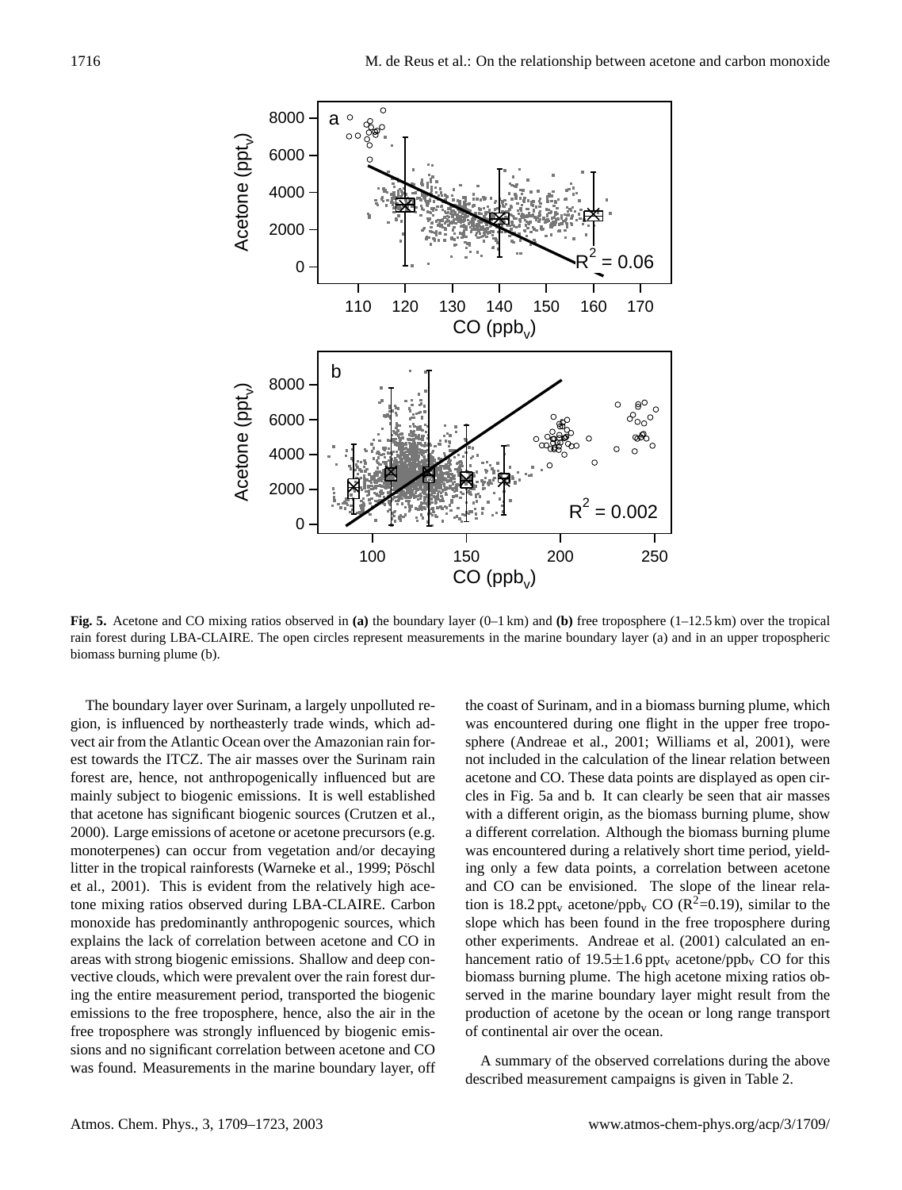**Fig. 5.** Acetone and CO mixing ratios observed in **(a)** the boundary layer (0–1 km) and **(b)** free troposphere (1–12.5 km) over the tropical rain forest during LBA-CLAIRE. The open circles represent measurements in the marine boundary layer (a) and in an upper tropospheric biomass burning plume (b).

The boundary layer over Surinam, a largely unpolluted region, is influenced by northeasterly trade winds, which advect air from the Atlantic Ocean over the Amazonian rain forest towards the ITCZ. The air masses over the Surinam rain forest are, hence, not anthropogenically influenced but are mainly subject to biogenic emissions. It is well established that acetone has significant biogenic sources (Crutzen et al., 2000). Large emissions of acetone or acetone precursors (e.g. monoterpenes) can occur from vegetation and/or decaying litter in the tropical rainforests (Warneke et al., 1999; Pöschl et al., 2001). This is evident from the relatively high acetone mixing ratios observed during LBA-CLAIRE. Carbon monoxide has predominantly anthropogenic sources, which explains the lack of correlation between acetone and CO in areas with strong biogenic emissions. Shallow and deep convective clouds, which were prevalent over the rain forest during the entire measurement period, transported the biogenic emissions to the free troposphere, hence, also the air in the free troposphere was strongly influenced by biogenic emissions and no significant correlation between acetone and CO was found. Measurements in the marine boundary layer, off the coast of Surinam, and in a biomass burning plume, which was encountered during one flight in the upper free troposphere (Andreae et al., 2001; Williams et al, 2001), were not included in the calculation of the linear relation between acetone and CO. These data points are displayed as open circles in Fig. 5a and b. It can clearly be seen that air masses with a different origin, as the biomass burning plume, show a different correlation. Although the biomass burning plume was encountered during a relatively short time period, yielding only a few data points, a correlation between acetone and CO can be envisioned. The slope of the linear relation is 18.2 $ppt_v$ acetone/$ppb_v$ CO ($R^2$=0.19), similar to the slope which has been found in the free troposphere during other experiments. Andreae et al. (2001) calculated an enhancement ratio of 19.5±1.6 $ppt_v$ acetone/$ppb_v$ CO for this biomass burning plume. The high acetone mixing ratios observed in the marine boundary layer might result from the production of acetone by the ocean or long range transport of continental air over the ocean.

A summary of the observed correlations during the above described measurement campaigns is given in Table 2.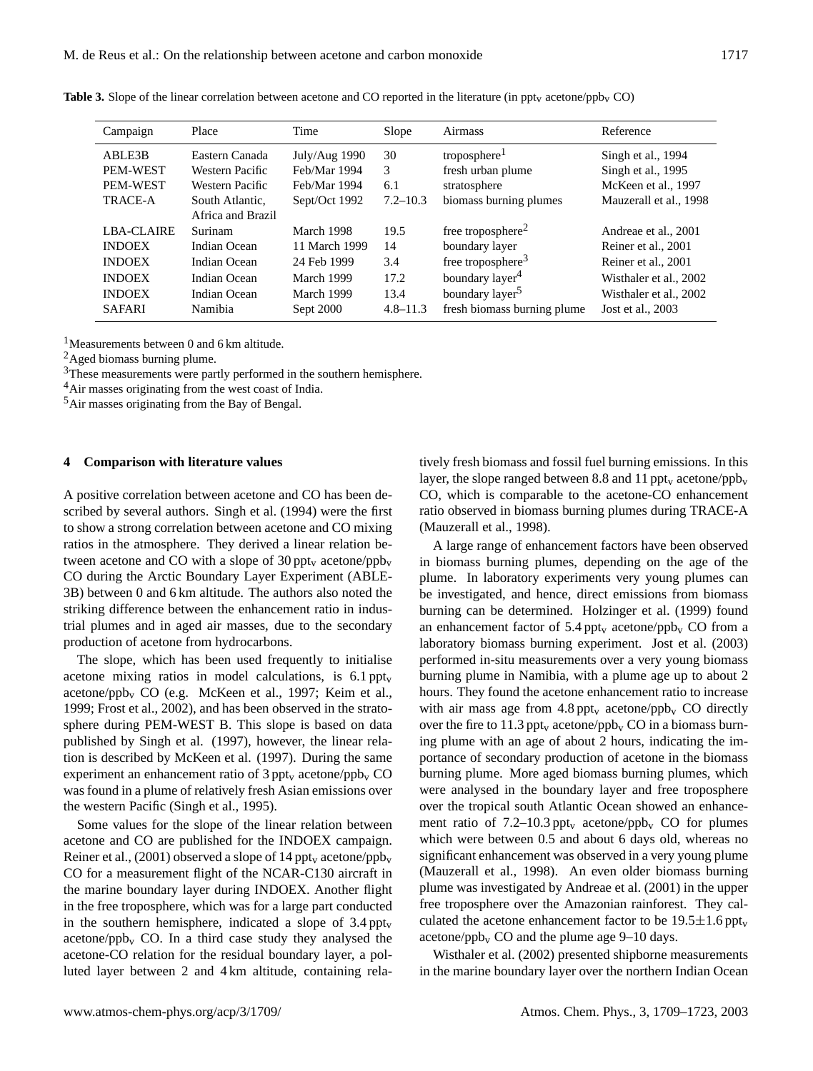**Table 3.** Slope of the linear correlation between acetone and CO reported in the literature (in $ppt_v$ acetone/$ppb_v$ CO)

| Campaign | Place | Time | Slope | Airmass | Reference |
|---|---|---|---|---|---|
| ABLE3B | Eastern Canada | July/Aug 1990 | 30 | troposphere[1] | Singh et al., 1994 |
| PEM-WEST | Western Pacific | Feb/Mar 1994 | 3 | fresh urban plume | Singh et al., 1995 |
| PEM-WEST | Western Pacific | Feb/Mar 1994 | 6.1 | stratosphere | McKeen et al., 1997 |
| TRACE-A | South Atlantic, Africa and Brazil | Sept/Oct 1992 | 7.2–10.3 | biomass burning plumes | Mauzerall et al., 1998 |
| LBA-CLAIRE | Surinam | March 1998 | 19.5 | free troposphere[2] | Andreae et al., 2001 |
| INDOEX | Indian Ocean | 11 March 1999 | 14 | boundary layer | Reiner et al., 2001 |
| INDOEX | Indian Ocean | 24 Feb 1999 | 3.4 | free troposphere[3] | Reiner et al., 2001 |
| INDOEX | Indian Ocean | March 1999 | 17.2 | boundary layer[4] | Wisthaler et al., 2002 |
| INDOEX | Indian Ocean | March 1999 | 13.4 | boundary layer[5] | Wisthaler et al., 2002 |
| SAFARI | Namibia | Sept 2000 | 4.8–11.3 | fresh biomass burning plume | Jost et al., 2003 |

[1] Measurements between 0 and 6 km altitude.
[2] Aged biomass burning plume.
[3] These measurements were partly performed in the southern hemisphere.
[4] Air masses originating from the west coast of India.
[5] Air masses originating from the Bay of Bengal.

## 4 Comparison with literature values

A positive correlation between acetone and CO has been described by several authors. Singh et al. (1994) were the first to show a strong correlation between acetone and CO mixing ratios in the atmosphere. They derived a linear relation between acetone and CO with a slope of 30 $ppt_v$ acetone/$ppb_v$ CO during the Arctic Boundary Layer Experiment (ABLE-3B) between 0 and 6 km altitude. The authors also noted the striking difference between the enhancement ratio in industrial plumes and in aged air masses, due to the secondary production of acetone from hydrocarbons.

The slope, which has been used frequently to initialise acetone mixing ratios in model calculations, is 6.1 $ppt_v$ acetone/$ppb_v$ CO (e.g. McKeen et al., 1997; Keim et al., 1999; Frost et al., 2002), and has been observed in the stratosphere during PEM-WEST B. This slope is based on data published by Singh et al. (1997), however, the linear relation is described by McKeen et al. (1997). During the same experiment an enhancement ratio of 3 $ppt_v$ acetone/$ppb_v$ CO was found in a plume of relatively fresh Asian emissions over the western Pacific (Singh et al., 1995).

Some values for the slope of the linear relation between acetone and CO are published for the INDOEX campaign. Reiner et al., (2001) observed a slope of 14 $ppt_v$ acetone/$ppb_v$ CO for a measurement flight of the NCAR-C130 aircraft in the marine boundary layer during INDOEX. Another flight in the free troposphere, which was for a large part conducted in the southern hemisphere, indicated a slope of 3.4 $ppt_v$ acetone/$ppb_v$ CO. In a third case study they analysed the acetone-CO relation for the residual boundary layer, a polluted layer between 2 and 4 km altitude, containing relatively fresh biomass and fossil fuel burning emissions. In this layer, the slope ranged between 8.8 and 11 $ppt_v$ acetone/$ppb_v$ CO, which is comparable to the acetone-CO enhancement ratio observed in biomass burning plumes during TRACE-A (Mauzerall et al., 1998).

A large range of enhancement factors have been observed in biomass burning plumes, depending on the age of the plume. In laboratory experiments very young plumes can be investigated, and hence, direct emissions from biomass burning can be determined. Holzinger et al. (1999) found an enhancement factor of 5.4 $ppt_v$ acetone/$ppb_v$ CO from a laboratory biomass burning experiment. Jost et al. (2003) performed in-situ measurements over a very young biomass burning plume in Namibia, with a plume age up to about 2 hours. They found the acetone enhancement ratio to increase with air mass age from 4.8 $ppt_v$ acetone/$ppb_v$ CO directly over the fire to 11.3 $ppt_v$ acetone/$ppb_v$ CO in a biomass burning plume with an age of about 2 hours, indicating the importance of secondary production of acetone in the biomass burning plume. More aged biomass burning plumes, which were analysed in the boundary layer and free troposphere over the tropical south Atlantic Ocean showed an enhancement ratio of 7.2–10.3 $ppt_v$ acetone/$ppb_v$ CO for plumes which were between 0.5 and about 6 days old, whereas no significant enhancement was observed in a very young plume (Mauzerall et al., 1998). An even older biomass burning plume was investigated by Andreae et al. (2001) in the upper free troposphere over the Amazonian rainforest. They calculated the acetone enhancement factor to be 19.5±1.6 $ppt_v$ acetone/$ppb_v$ CO and the plume age 9–10 days.

Wisthaler et al. (2002) presented shipborne measurements in the marine boundary layer over the northern Indian Ocean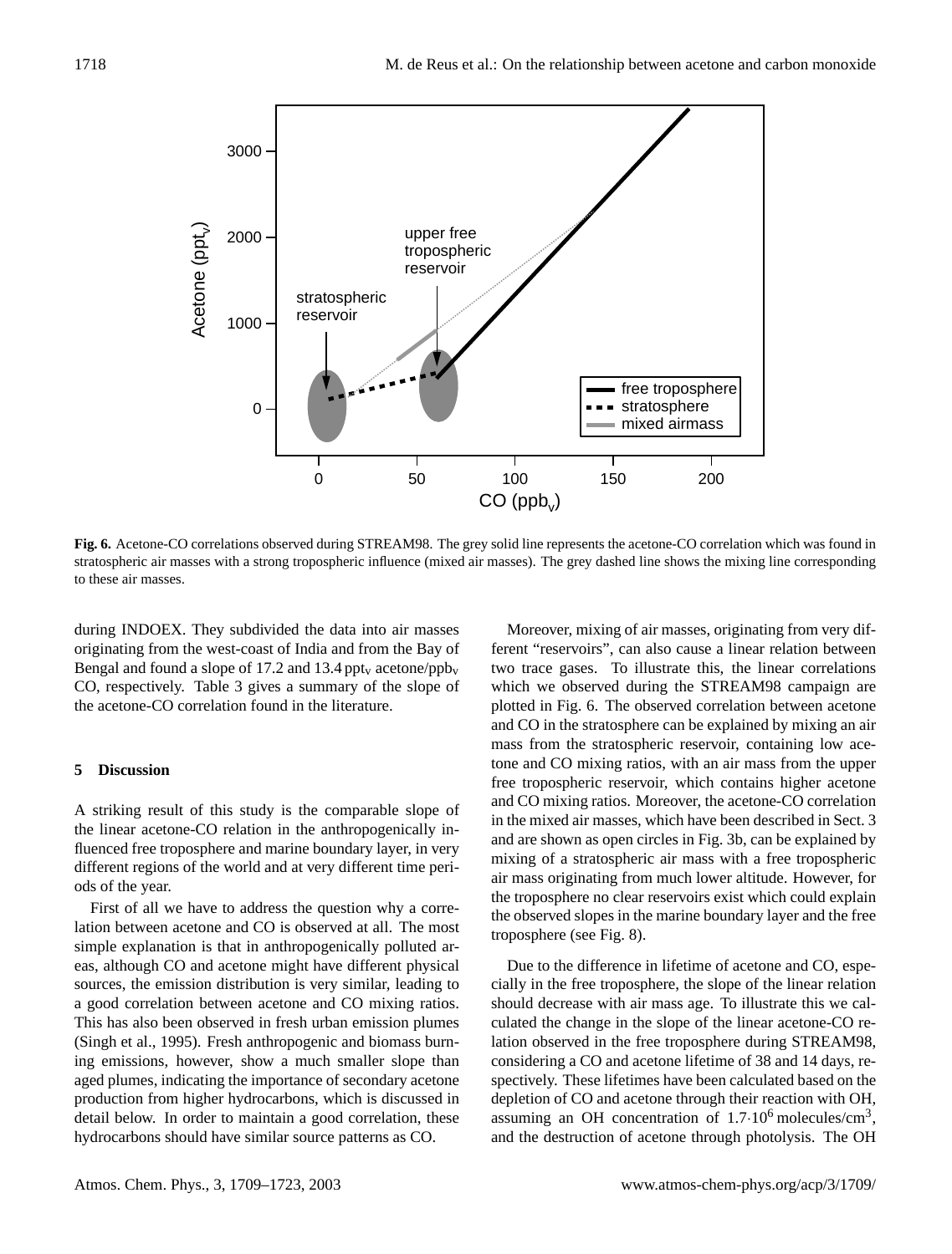**Fig. 6.** Acetone-CO correlations observed during STREAM98. The grey solid line represents the acetone-CO correlation which was found in stratospheric air masses with a strong tropospheric influence (mixed air masses). The grey dashed line shows the mixing line corresponding to these air masses.

during INDOEX. They subdivided the data into air masses originating from the west-coast of India and from the Bay of Bengal and found a slope of 17.2 and 13.4 $ppt_v$ acetone/$ppb_v$ CO, respectively. Table 3 gives a summary of the slope of the acetone-CO correlation found in the literature.

## 5 Discussion

A striking result of this study is the comparable slope of the linear acetone-CO relation in the anthropogenically influenced free troposphere and marine boundary layer, in very different regions of the world and at very different time periods of the year.

First of all we have to address the question why a correlation between acetone and CO is observed at all. The most simple explanation is that in anthropogenically polluted areas, although CO and acetone might have different physical sources, the emission distribution is very similar, leading to a good correlation between acetone and CO mixing ratios. This has also been observed in fresh urban emission plumes (Singh et al., 1995). Fresh anthropogenic and biomass burning emissions, however, show a much smaller slope than aged plumes, indicating the importance of secondary acetone production from higher hydrocarbons, which is discussed in detail below. In order to maintain a good correlation, these hydrocarbons should have similar source patterns as CO.

Moreover, mixing of air masses, originating from very different "reservoirs", can also cause a linear relation between two trace gases. To illustrate this, the linear correlations which we observed during the STREAM98 campaign are plotted in Fig. 6. The observed correlation between acetone and CO in the stratosphere can be explained by mixing an air mass from the stratospheric reservoir, containing low acetone and CO mixing ratios, with an air mass from the upper free tropospheric reservoir, which contains higher acetone and CO mixing ratios. Moreover, the acetone-CO correlation in the mixed air masses, which have been described in Sect. 3 and are shown as open circles in Fig. 3b, can be explained by mixing of a stratospheric air mass with a free tropospheric air mass originating from much lower altitude. However, for the troposphere no clear reservoirs exist which could explain the observed slopes in the marine boundary layer and the free troposphere (see Fig. 8).

Due to the difference in lifetime of acetone and CO, especially in the free troposphere, the slope of the linear relation should decrease with air mass age. To illustrate this we calculated the change in the slope of the linear acetone-CO relation observed in the free troposphere during STREAM98, considering a CO and acetone lifetime of 38 and 14 days, respectively. These lifetimes have been calculated based on the depletion of CO and acetone through their reaction with OH, assuming an OH concentration of $1.7 \cdot 10^6$ molecules/cm$^3$, and the destruction of acetone through photolysis. The OH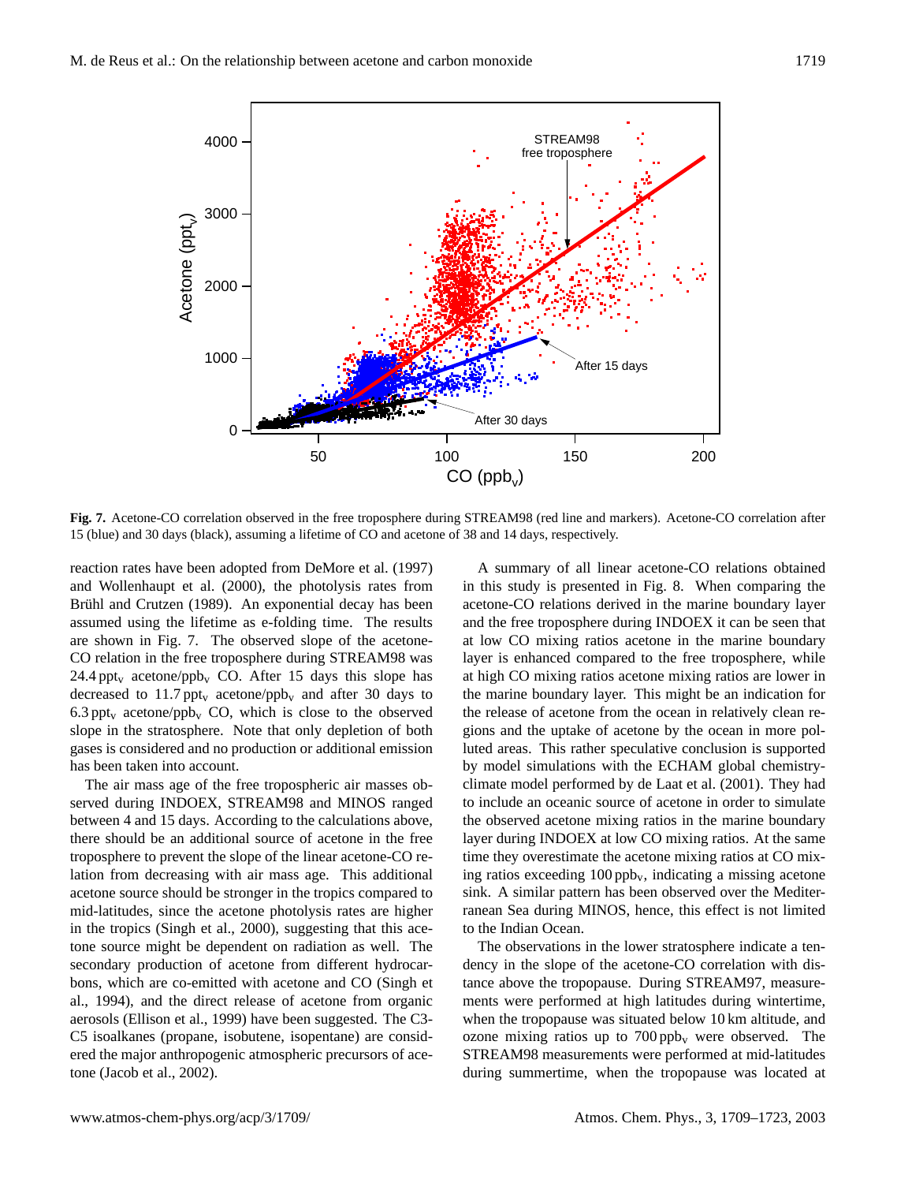**Fig. 7.** Acetone-CO correlation observed in the free troposphere during STREAM98 (red line and markers). Acetone-CO correlation after 15 (blue) and 30 days (black), assuming a lifetime of CO and acetone of 38 and 14 days, respectively.

reaction rates have been adopted from DeMore et al. (1997) and Wollenhaupt et al. (2000), the photolysis rates from Brühl and Crutzen (1989). An exponential decay has been assumed using the lifetime as e-folding time. The results are shown in Fig. 7. The observed slope of the acetone-CO relation in the free troposphere during STREAM98 was 24.4 $ppt_v$ acetone/$ppb_v$ CO. After 15 days this slope has decreased to 11.7 $ppt_v$ acetone/$ppb_v$ and after 30 days to 6.3 $ppt_v$ acetone/$ppb_v$ CO, which is close to the observed slope in the stratosphere. Note that only depletion of both gases is considered and no production or additional emission has been taken into account.

The air mass age of the free tropospheric air masses observed during INDOEX, STREAM98 and MINOS ranged between 4 and 15 days. According to the calculations above, there should be an additional source of acetone in the free troposphere to prevent the slope of the linear acetone-CO relation from decreasing with air mass age. This additional acetone source should be stronger in the tropics compared to mid-latitudes, since the acetone photolysis rates are higher in the tropics (Singh et al., 2000), suggesting that this acetone source might be dependent on radiation as well. The secondary production of acetone from different hydrocarbons, which are co-emitted with acetone and CO (Singh et al., 1994), and the direct release of acetone from organic aerosols (Ellison et al., 1999) have been suggested. The C3-C5 isoalkanes (propane, isobutene, isopentane) are considered the major anthropogenic atmospheric precursors of acetone (Jacob et al., 2002).

A summary of all linear acetone-CO relations obtained in this study is presented in Fig. 8. When comparing the acetone-CO relations derived in the marine boundary layer and the free troposphere during INDOEX it can be seen that at low CO mixing ratios acetone in the marine boundary layer is enhanced compared to the free troposphere, while at high CO mixing ratios acetone mixing ratios are lower in the marine boundary layer. This might be an indication for the release of acetone from the ocean in relatively clean regions and the uptake of acetone by the ocean in more polluted areas. This rather speculative conclusion is supported by model simulations with the ECHAM global chemistry-climate model performed by de Laat et al. (2001). They had to include an oceanic source of acetone in order to simulate the observed acetone mixing ratios in the marine boundary layer during INDOEX at low CO mixing ratios. At the same time they overestimate the acetone mixing ratios at CO mixing ratios exceeding 100 $ppb_v$, indicating a missing acetone sink. A similar pattern has been observed over the Mediterranean Sea during MINOS, hence, this effect is not limited to the Indian Ocean.

The observations in the lower stratosphere indicate a tendency in the slope of the acetone-CO correlation with distance above the tropopause. During STREAM97, measurements were performed at high latitudes during wintertime, when the tropopause was situated below 10 km altitude, and ozone mixing ratios up to 700 $ppb_v$ were observed. The STREAM98 measurements were performed at mid-latitudes during summertime, when the tropopause was located at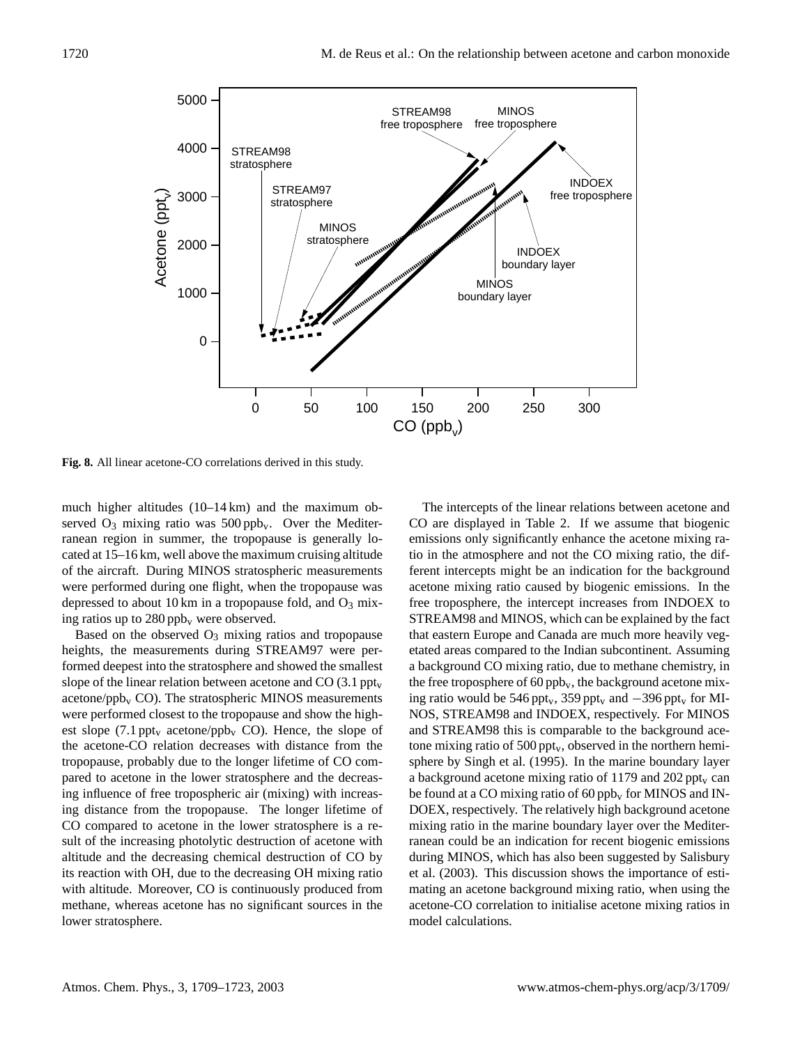**Fig. 8.** All linear acetone-CO correlations derived in this study.

much higher altitudes (10–14 km) and the maximum observed $O_3$ mixing ratio was 500 $ppb_v$. Over the Mediterranean region in summer, the tropopause is generally located at 15–16 km, well above the maximum cruising altitude of the aircraft. During MINOS stratospheric measurements were performed during one flight, when the tropopause was depressed to about 10 km in a tropopause fold, and $O_3$ mixing ratios up to 280 $ppb_v$ were observed.

Based on the observed $O_3$ mixing ratios and tropopause heights, the measurements during STREAM97 were performed deepest into the stratosphere and showed the smallest slope of the linear relation between acetone and CO (3.1 $ppt_v$ acetone/$ppb_v$ CO). The stratospheric MINOS measurements were performed closest to the tropopause and show the highest slope (7.1 $ppt_v$ acetone/$ppb_v$ CO). Hence, the slope of the acetone-CO relation decreases with distance from the tropopause, probably due to the longer lifetime of CO compared to acetone in the lower stratosphere and the decreasing influence of free tropospheric air (mixing) with increasing distance from the tropopause. The longer lifetime of CO compared to acetone in the lower stratosphere is a result of the increasing photolytic destruction of acetone with altitude and the decreasing chemical destruction of CO by its reaction with OH, due to the decreasing OH mixing ratio with altitude. Moreover, CO is continuously produced from methane, whereas acetone has no significant sources in the lower stratosphere.

The intercepts of the linear relations between acetone and CO are displayed in Table 2. If we assume that biogenic emissions only significantly enhance the acetone mixing ratio in the atmosphere and not the CO mixing ratio, the different intercepts might be an indication for the background acetone mixing ratio caused by biogenic emissions. In the free troposphere, the intercept increases from INDOEX to STREAM98 and MINOS, which can be explained by the fact that eastern Europe and Canada are much more heavily vegetated areas compared to the Indian subcontinent. Assuming a background CO mixing ratio, due to methane chemistry, in the free troposphere of 60 $ppb_v$, the background acetone mixing ratio would be 546 $ppt_v$, 359 $ppt_v$ and −396 $ppt_v$ for MINOS, STREAM98 and INDOEX, respectively. For MINOS and STREAM98 this is comparable to the background acetone mixing ratio of 500 $ppt_v$, observed in the northern hemisphere by Singh et al. (1995). In the marine boundary layer a background acetone mixing ratio of 1179 and 202 $ppt_v$ can be found at a CO mixing ratio of 60 $ppb_v$ for MINOS and INDOEX, respectively. The relatively high background acetone mixing ratio in the marine boundary layer over the Mediterranean could be an indication for recent biogenic emissions during MINOS, which has also been suggested by Salisbury et al. (2003). This discussion shows the importance of estimating an acetone background mixing ratio, when using the acetone-CO correlation to initialise acetone mixing ratios in model calculations.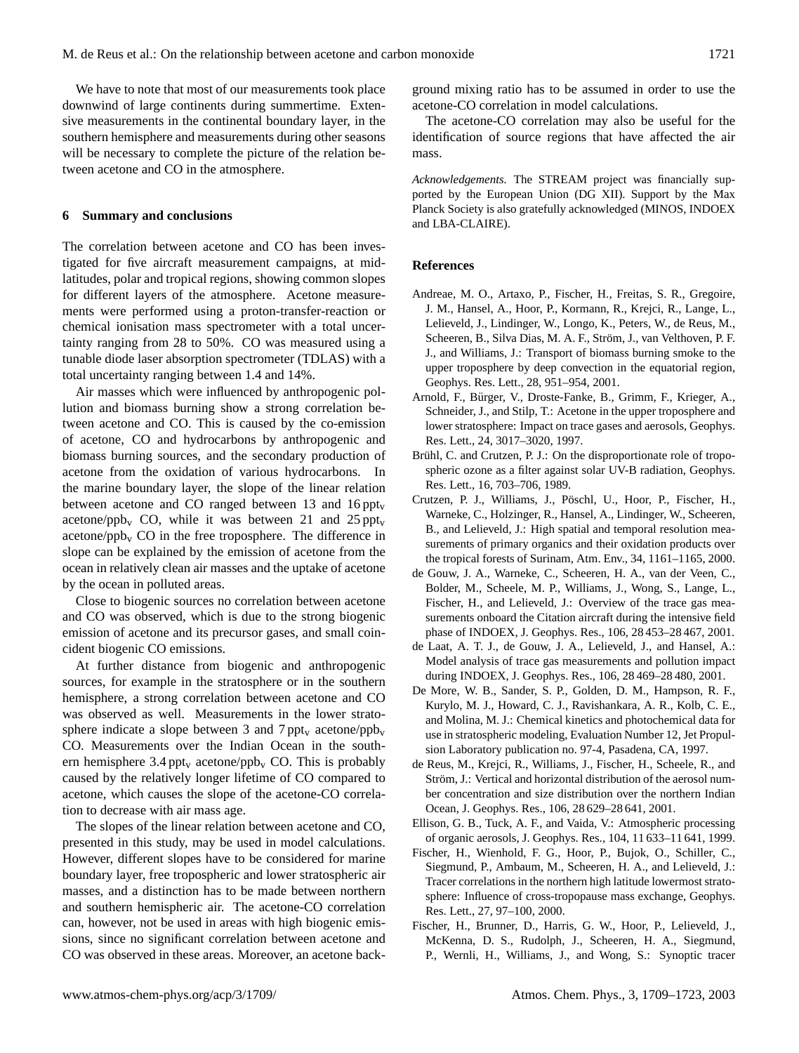We have to note that most of our measurements took place downwind of large continents during summertime. Extensive measurements in the continental boundary layer, in the southern hemisphere and measurements during other seasons will be necessary to complete the picture of the relation between acetone and CO in the atmosphere.

## 6 Summary and conclusions

The correlation between acetone and CO has been investigated for five aircraft measurement campaigns, at mid-latitudes, polar and tropical regions, showing common slopes for different layers of the atmosphere. Acetone measurements were performed using a proton-transfer-reaction or chemical ionisation mass spectrometer with a total uncertainty ranging from 28 to 50%. CO was measured using a tunable diode laser absorption spectrometer (TDLAS) with a total uncertainty ranging between 1.4 and 14%.

Air masses which were influenced by anthropogenic pollution and biomass burning show a strong correlation between acetone and CO. This is caused by the co-emission of acetone, CO and hydrocarbons by anthropogenic and biomass burning sources, and the secondary production of acetone from the oxidation of various hydrocarbons. In the marine boundary layer, the slope of the linear relation between acetone and CO ranged between 13 and 16 $ppt_v$ acetone/$ppb_v$ CO, while it was between 21 and 25 $ppt_v$ acetone/$ppb_v$ CO in the free troposphere. The difference in slope can be explained by the emission of acetone from the ocean in relatively clean air masses and the uptake of acetone by the ocean in polluted areas.

Close to biogenic sources no correlation between acetone and CO was observed, which is due to the strong biogenic emission of acetone and its precursor gases, and small coincident biogenic CO emissions.

At further distance from biogenic and anthropogenic sources, for example in the stratosphere or in the southern hemisphere, a strong correlation between acetone and CO was observed as well. Measurements in the lower stratosphere indicate a slope between 3 and 7 $ppt_v$ acetone/$ppb_v$ CO. Measurements over the Indian Ocean in the southern hemisphere 3.4 $ppt_v$ acetone/$ppb_v$ CO. This is probably caused by the relatively longer lifetime of CO compared to acetone, which causes the slope of the acetone-CO correlation to decrease with air mass age.

The slopes of the linear relation between acetone and CO, presented in this study, may be used in model calculations. However, different slopes have to be considered for marine boundary layer, free tropospheric and lower stratospheric air masses, and a distinction has to be made between northern and southern hemispheric air. The acetone-CO correlation can, however, not be used in areas with high biogenic emissions, since no significant correlation between acetone and CO was observed in these areas. Moreover, an acetone background mixing ratio has to be assumed in order to use the acetone-CO correlation in model calculations.

The acetone-CO correlation may also be useful for the identification of source regions that have affected the air mass.

*Acknowledgements.* The STREAM project was financially supported by the European Union (DG XII). Support by the Max Planck Society is also gratefully acknowledged (MINOS, INDOEX and LBA-CLAIRE).

## References

Andreae, M. O., Artaxo, P., Fischer, H., Freitas, S. R., Gregoire, J. M., Hansel, A., Hoor, P., Kormann, R., Krejci, R., Lange, L., Lelieveld, J., Lindinger, W., Longo, K., Peters, W., de Reus, M., Scheeren, B., Silva Dias, M. A. F., Ström, J., van Velthoven, P. F. J., and Williams, J.: Transport of biomass burning smoke to the upper troposphere by deep convection in the equatorial region, Geophys. Res. Lett., 28, 951–954, 2001.

Arnold, F., Bürger, V., Droste-Fanke, B., Grimm, F., Krieger, A., Schneider, J., and Stilp, T.: Acetone in the upper troposphere and lower stratosphere: Impact on trace gases and aerosols, Geophys. Res. Lett., 24, 3017–3020, 1997.

Brühl, C. and Crutzen, P. J.: On the disproportionate role of tropospheric ozone as a filter against solar UV-B radiation, Geophys. Res. Lett., 16, 703–706, 1989.

Crutzen, P. J., Williams, J., Pöschl, U., Hoor, P., Fischer, H., Warneke, C., Holzinger, R., Hansel, A., Lindinger, W., Scheeren, B., and Lelieveld, J.: High spatial and temporal resolution measurements of primary organics and their oxidation products over the tropical forests of Surinam, Atm. Env., 34, 1161–1165, 2000.

de Gouw, J. A., Warneke, C., Scheeren, H. A., van der Veen, C., Bolder, M., Scheele, M. P., Williams, J., Wong, S., Lange, L., Fischer, H., and Lelieveld, J.: Overview of the trace gas measurements onboard the Citation aircraft during the intensive field phase of INDOEX, J. Geophys. Res., 106, 28 453–28 467, 2001.

de Laat, A. T. J., de Gouw, J. A., Lelieveld, J., and Hansel, A.: Model analysis of trace gas measurements and pollution impact during INDOEX, J. Geophys. Res., 106, 28 469–28 480, 2001.

De More, W. B., Sander, S. P., Golden, D. M., Hampson, R. F., Kurylo, M. J., Howard, C. J., Ravishankara, A. R., Kolb, C. E., and Molina, M. J.: Chemical kinetics and photochemical data for use in stratospheric modeling, Evaluation Number 12, Jet Propulsion Laboratory publication no. 97-4, Pasadena, CA, 1997.

de Reus, M., Krejci, R., Williams, J., Fischer, H., Scheele, R., and Ström, J.: Vertical and horizontal distribution of the aerosol number concentration and size distribution over the northern Indian Ocean, J. Geophys. Res., 106, 28 629–28 641, 2001.

Ellison, G. B., Tuck, A. F., and Vaida, V.: Atmospheric processing of organic aerosols, J. Geophys. Res., 104, 11 633–11 641, 1999.

Fischer, H., Wienhold, F. G., Hoor, P., Bujok, O., Schiller, C., Siegmund, P., Ambaum, M., Scheeren, H. A., and Lelieveld, J.: Tracer correlations in the northern high latitude lowermost stratosphere: Influence of cross-tropopause mass exchange, Geophys. Res. Lett., 27, 97–100, 2000.

Fischer, H., Brunner, D., Harris, G. W., Hoor, P., Lelieveld, J., McKenna, D. S., Rudolph, J., Scheeren, H. A., Siegmund, P., Wernli, H., Williams, J., and Wong, S.: Synoptic tracer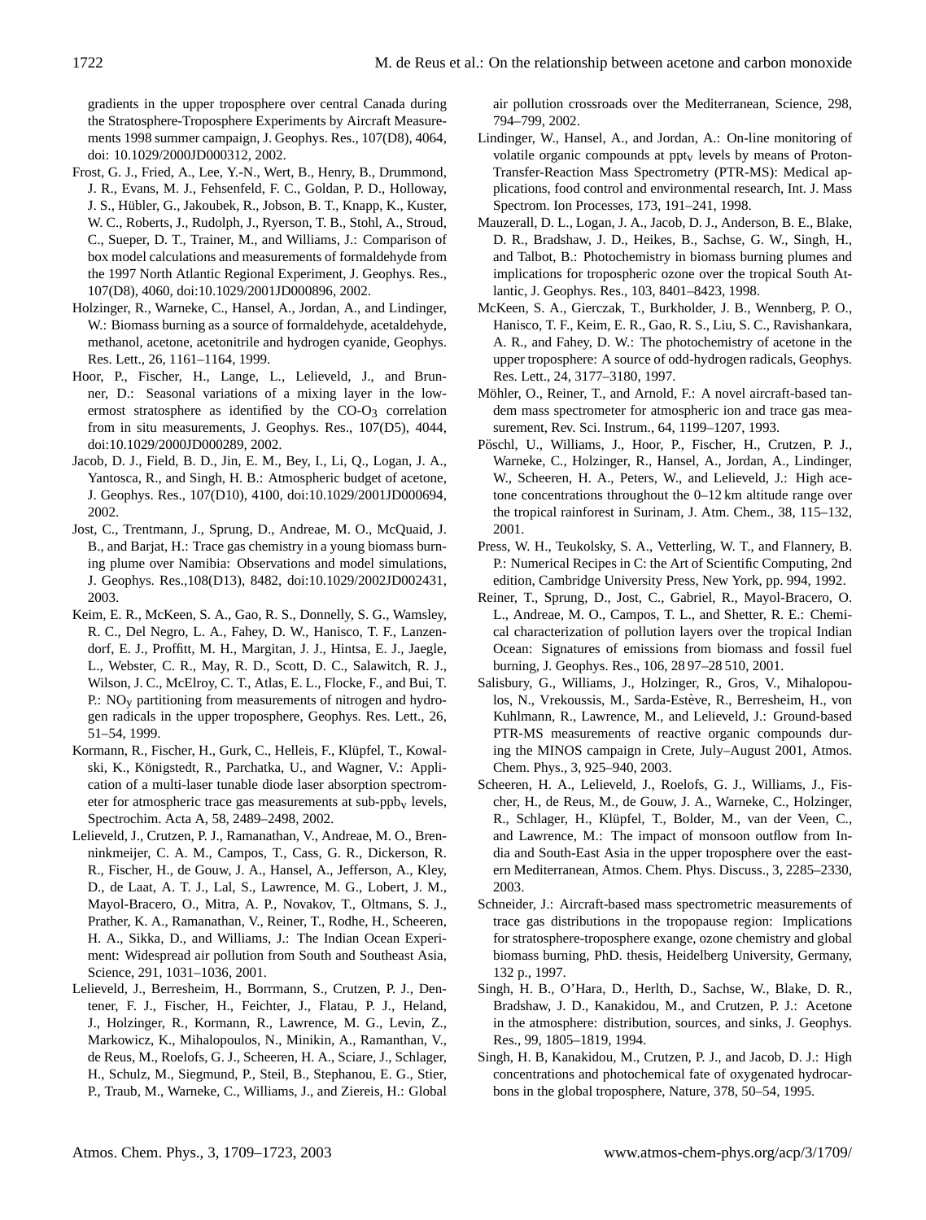gradients in the upper troposphere over central Canada during the Stratosphere-Troposphere Experiments by Aircraft Measurements 1998 summer campaign, J. Geophys. Res., 107(D8), 4064, doi: 10.1029/2000JD000312, 2002.

Frost, G. J., Fried, A., Lee, Y.-N., Wert, B., Henry, B., Drummond, J. R., Evans, M. J., Fehsenfeld, F. C., Goldan, P. D., Holloway, J. S., Hübler, G., Jakoubek, R., Jobson, B. T., Knapp, K., Kuster, W. C., Roberts, J., Rudolph, J., Ryerson, T. B., Stohl, A., Stroud, C., Sueper, D. T., Trainer, M., and Williams, J.: Comparison of box model calculations and measurements of formaldehyde from the 1997 North Atlantic Regional Experiment, J. Geophys. Res., 107(D8), 4060, doi:10.1029/2001JD000896, 2002.

Holzinger, R., Warneke, C., Hansel, A., Jordan, A., and Lindinger, W.: Biomass burning as a source of formaldehyde, acetaldehyde, methanol, acetone, acetonitrile and hydrogen cyanide, Geophys. Res. Lett., 26, 1161–1164, 1999.

Hoor, P., Fischer, H., Lange, L., Lelieveld, J., and Brunner, D.: Seasonal variations of a mixing layer in the lowermost stratosphere as identified by the CO-$O_3$ correlation from in situ measurements, J. Geophys. Res., 107(D5), 4044, doi:10.1029/2000JD000289, 2002.

Jacob, D. J., Field, B. D., Jin, E. M., Bey, I., Li, Q., Logan, J. A., Yantosca, R., and Singh, H. B.: Atmospheric budget of acetone, J. Geophys. Res., 107(D10), 4100, doi:10.1029/2001JD000694, 2002.

Jost, C., Trentmann, J., Sprung, D., Andreae, M. O., McQuaid, J. B., and Barjat, H.: Trace gas chemistry in a young biomass burning plume over Namibia: Observations and model simulations, J. Geophys. Res.,108(D13), 8482, doi:10.1029/2002JD002431, 2003.

Keim, E. R., McKeen, S. A., Gao, R. S., Donnelly, S. G., Wamsley, R. C., Del Negro, L. A., Fahey, D. W., Hanisco, T. F., Lanzendorf, E. J., Proffitt, M. H., Margitan, J. J., Hintsa, E. J., Jaegle, L., Webster, C. R., May, R. D., Scott, D. C., Salawitch, R. J., Wilson, J. C., McElroy, C. T., Atlas, E. L., Flocke, F., and Bui, T. P.: $NO_y$ partitioning from measurements of nitrogen and hydrogen radicals in the upper troposphere, Geophys. Res. Lett., 26, 51–54, 1999.

Kormann, R., Fischer, H., Gurk, C., Helleis, F., Klüpfel, T., Kowalski, K., Königstedt, R., Parchatka, U., and Wagner, V.: Application of a multi-laser tunable diode laser absorption spectrometer for atmospheric trace gas measurements at sub-ppb$_v$ levels, Spectrochim. Acta A, 58, 2489–2498, 2002.

Lelieveld, J., Crutzen, P. J., Ramanathan, V., Andreae, M. O., Brenninkmeijer, C. A. M., Campos, T., Cass, G. R., Dickerson, R. R., Fischer, H., de Gouw, J. A., Hansel, A., Jefferson, A., Kley, D., de Laat, A. T. J., Lal, S., Lawrence, M. G., Lobert, J. M., Mayol-Bracero, O., Mitra, A. P., Novakov, T., Oltmans, S. J., Prather, K. A., Ramanathan, V., Reiner, T., Rodhe, H., Scheeren, H. A., Sikka, D., and Williams, J.: The Indian Ocean Experiment: Widespread air pollution from South and Southeast Asia, Science, 291, 1031–1036, 2001.

Lelieveld, J., Berresheim, H., Borrmann, S., Crutzen, P. J., Dentener, F. J., Fischer, H., Feichter, J., Flatau, P. J., Heland, J., Holzinger, R., Kormann, R., Lawrence, M. G., Levin, Z., Markowicz, K., Mihalopoulos, N., Minikin, A., Ramanthan, V., de Reus, M., Roelofs, G. J., Scheeren, H. A., Sciare, J., Schlager, H., Schulz, M., Siegmund, P., Steil, B., Stephanou, E. G., Stier, P., Traub, M., Warneke, C., Williams, J., and Ziereis, H.: Global air pollution crossroads over the Mediterranean, Science, 298, 794–799, 2002.

Lindinger, W., Hansel, A., and Jordan, A.: On-line monitoring of volatile organic compounds at ppt$_v$ levels by means of Proton-Transfer-Reaction Mass Spectrometry (PTR-MS): Medical applications, food control and environmental research, Int. J. Mass Spectrom. Ion Processes, 173, 191–241, 1998.

Mauzerall, D. L., Logan, J. A., Jacob, D. J., Anderson, B. E., Blake, D. R., Bradshaw, J. D., Heikes, B., Sachse, G. W., Singh, H., and Talbot, B.: Photochemistry in biomass burning plumes and implications for tropospheric ozone over the tropical South Atlantic, J. Geophys. Res., 103, 8401–8423, 1998.

McKeen, S. A., Gierczak, T., Burkholder, J. B., Wennberg, P. O., Hanisco, T. F., Keim, E. R., Gao, R. S., Liu, S. C., Ravishankara, A. R., and Fahey, D. W.: The photochemistry of acetone in the upper troposphere: A source of odd-hydrogen radicals, Geophys. Res. Lett., 24, 3177–3180, 1997.

Möhler, O., Reiner, T., and Arnold, F.: A novel aircraft-based tandem mass spectrometer for atmospheric ion and trace gas measurement, Rev. Sci. Instrum., 64, 1199–1207, 1993.

Pöschl, U., Williams, J., Hoor, P., Fischer, H., Crutzen, P. J., Warneke, C., Holzinger, R., Hansel, A., Jordan, A., Lindinger, W., Scheeren, H. A., Peters, W., and Lelieveld, J.: High acetone concentrations throughout the 0–12 km altitude range over the tropical rainforest in Surinam, J. Atm. Chem., 38, 115–132, 2001.

Press, W. H., Teukolsky, S. A., Vetterling, W. T., and Flannery, B. P.: Numerical Recipes in C: the Art of Scientific Computing, 2nd edition, Cambridge University Press, New York, pp. 994, 1992.

Reiner, T., Sprung, D., Jost, C., Gabriel, R., Mayol-Bracero, O. L., Andreae, M. O., Campos, T. L., and Shetter, R. E.: Chemical characterization of pollution layers over the tropical Indian Ocean: Signatures of emissions from biomass and fossil fuel burning, J. Geophys. Res., 106, 28 97–28 510, 2001.

Salisbury, G., Williams, J., Holzinger, R., Gros, V., Mihalopoulos, N., Vrekoussis, M., Sarda-Estève, R., Berresheim, H., von Kuhlmann, R., Lawrence, M., and Lelieveld, J.: Ground-based PTR-MS measurements of reactive organic compounds during the MINOS campaign in Crete, July–August 2001, Atmos. Chem. Phys., 3, 925–940, 2003.

Scheeren, H. A., Lelieveld, J., Roelofs, G. J., Williams, J., Fischer, H., de Reus, M., de Gouw, J. A., Warneke, C., Holzinger, R., Schlager, H., Klüpfel, T., Bolder, M., van der Veen, C., and Lawrence, M.: The impact of monsoon outflow from India and South-East Asia in the upper troposphere over the eastern Mediterranean, Atmos. Chem. Phys. Discuss., 3, 2285–2330, 2003.

Schneider, J.: Aircraft-based mass spectrometric measurements of trace gas distributions in the tropopause region: Implications for stratosphere-troposphere exange, ozone chemistry and global biomass burning, PhD. thesis, Heidelberg University, Germany, 132 p., 1997.

Singh, H. B., O'Hara, D., Herlth, D., Sachse, W., Blake, D. R., Bradshaw, J. D., Kanakidou, M., and Crutzen, P. J.: Acetone in the atmosphere: distribution, sources, and sinks, J. Geophys. Res., 99, 1805–1819, 1994.

Singh, H. B, Kanakidou, M., Crutzen, P. J., and Jacob, D. J.: High concentrations and photochemical fate of oxygenated hydrocarbons in the global troposphere, Nature, 378, 50–54, 1995.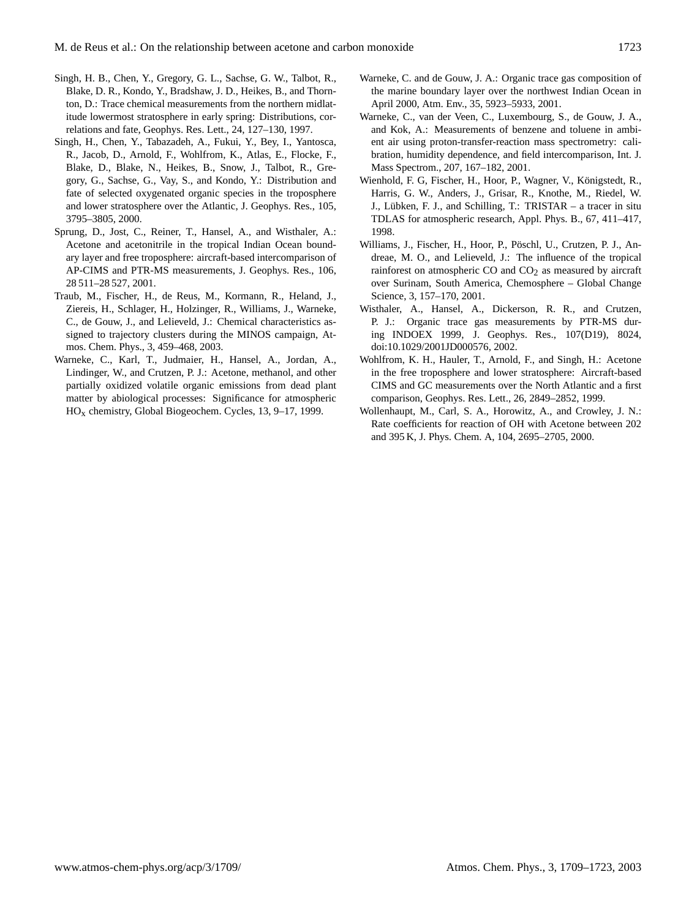Singh, H. B., Chen, Y., Gregory, G. L., Sachse, G. W., Talbot, R., Blake, D. R., Kondo, Y., Bradshaw, J. D., Heikes, B., and Thornton, D.: Trace chemical measurements from the northern midlatitude lowermost stratosphere in early spring: Distributions, correlations and fate, Geophys. Res. Lett., 24, 127–130, 1997.

Singh, H., Chen, Y., Tabazadeh, A., Fukui, Y., Bey, I., Yantosca, R., Jacob, D., Arnold, F., Wohlfrom, K., Atlas, E., Flocke, F., Blake, D., Blake, N., Heikes, B., Snow, J., Talbot, R., Gregory, G., Sachse, G., Vay, S., and Kondo, Y.: Distribution and fate of selected oxygenated organic species in the troposphere and lower stratosphere over the Atlantic, J. Geophys. Res., 105, 3795–3805, 2000.

Sprung, D., Jost, C., Reiner, T., Hansel, A., and Wisthaler, A.: Acetone and acetonitrile in the tropical Indian Ocean boundary layer and free troposphere: aircraft-based intercomparison of AP-CIMS and PTR-MS measurements, J. Geophys. Res., 106, 28 511–28 527, 2001.

Traub, M., Fischer, H., de Reus, M., Kormann, R., Heland, J., Ziereis, H., Schlager, H., Holzinger, R., Williams, J., Warneke, C., de Gouw, J., and Lelieveld, J.: Chemical characteristics assigned to trajectory clusters during the MINOS campaign, Atmos. Chem. Phys., 3, 459–468, 2003.

Warneke, C., Karl, T., Judmaier, H., Hansel, A., Jordan, A., Lindinger, W., and Crutzen, P. J.: Acetone, methanol, and other partially oxidized volatile organic emissions from dead plant matter by abiological processes: Significance for atmospheric $HO_x$ chemistry, Global Biogeochem. Cycles, 13, 9–17, 1999.

Warneke, C. and de Gouw, J. A.: Organic trace gas composition of the marine boundary layer over the northwest Indian Ocean in April 2000, Atm. Env., 35, 5923–5933, 2001.

Warneke, C., van der Veen, C., Luxembourg, S., de Gouw, J. A., and Kok, A.: Measurements of benzene and toluene in ambient air using proton-transfer-reaction mass spectrometry: calibration, humidity dependence, and field intercomparison, Int. J. Mass Spectrom., 207, 167–182, 2001.

Wienhold, F. G, Fischer, H., Hoor, P., Wagner, V., Königstedt, R., Harris, G. W., Anders, J., Grisar, R., Knothe, M., Riedel, W. J., Lübken, F. J., and Schilling, T.: TRISTAR – a tracer in situ TDLAS for atmospheric research, Appl. Phys. B., 67, 411–417, 1998.

Williams, J., Fischer, H., Hoor, P., Pöschl, U., Crutzen, P. J., Andreae, M. O., and Lelieveld, J.: The influence of the tropical rainforest on atmospheric CO and $CO_2$ as measured by aircraft over Surinam, South America, Chemosphere – Global Change Science, 3, 157–170, 2001.

Wisthaler, A., Hansel, A., Dickerson, R. R., and Crutzen, P. J.: Organic trace gas measurements by PTR-MS during INDOEX 1999, J. Geophys. Res., 107(D19), 8024, doi:10.1029/2001JD000576, 2002.

Wohlfrom, K. H., Hauler, T., Arnold, F., and Singh, H.: Acetone in the free troposphere and lower stratosphere: Aircraft-based CIMS and GC measurements over the North Atlantic and a first comparison, Geophys. Res. Lett., 26, 2849–2852, 1999.

Wollenhaupt, M., Carl, S. A., Horowitz, A., and Crowley, J. N.: Rate coefficients for reaction of OH with Acetone between 202 and 395 K, J. Phys. Chem. A, 104, 2695–2705, 2000.